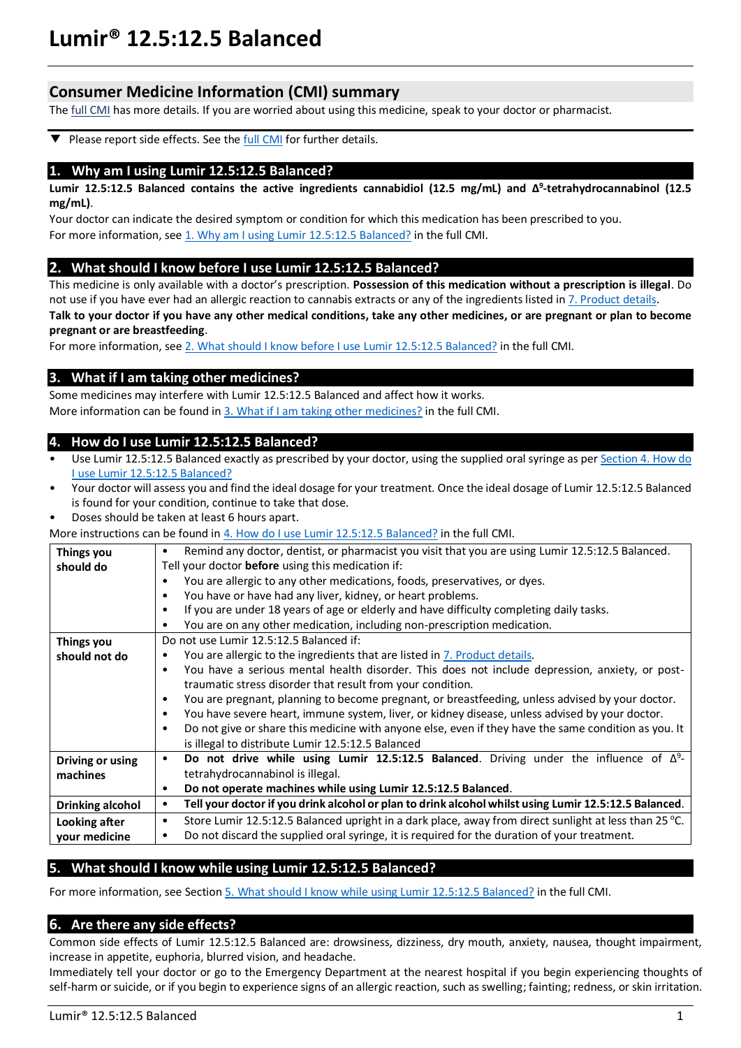# Lumir® 12.5:12.5 Balanced

## Consumer Medicine Information (CMI) summary

The full CMI has more details. If you are worried about using this medicine, speak to your doctor or pharmacist.

▼ Please report side effects. See the full CMI for further details.

## 1. Why am I using Lumir 12.5:12.5 Balanced?

**Lumir 12.5:12.5 Balanced contains the active ingredients cannabidiol (12.5 mg/mL) and Δ⁹-tetrahydrocannabinol (12.5 mg/mL)**.

Your doctor can indicate the desired symptom or condition for which this medication has been prescribed to you.

For more information, see 1. Why am I using Lumir 12.5:12.5 Balanced? in the full CMI.

## 2. What should I know before I use Lumir 12.5:12.5 Balanced?

This medicine is only available with a doctor's prescription. **Possession of this medication without a prescription is illegal**. Do not use if you have ever had an allergic reaction to cannabis extracts or any of the ingredients listed in 7. Product details.

**Talk to your doctor if you have any other medical conditions, take any other medicines, or are pregnant or plan to become pregnant or are breastfeeding.**

For more information, see 2. What should I know before I use Lumir 12.5:12.5 Balanced? in the full CMI.

## 3. What if I am taking other medicines?

Some medicines may interfere with Lumir 12.5:12.5 Balanced and affect how it works.

More information can be found in 3. What if I am taking other medicines? in the full CMI.

## 4. How do I use Lumir 12.5:12.5 Balanced?

- Use Lumir 12.5:12.5 Balanced exactly as prescribed by your doctor, using the supplied oral syringe as per Section 4. How do I use Lumir 12.5:12.5 Balanced?
- Your doctor will assess you and find the ideal dosage for your treatment. Once the ideal dosage of Lumir 12.5:12.5 Balanced is found for your condition, continue to take that dose.
- Doses should be taken at least 6 hours apart.

More instructions can be found in 4. How do I use Lumir 12.5:12.5 Balanced? in the full CMI.

| | |
|---|---|
| **Things you should do** | • Remind any doctor, dentist, or pharmacist you visit that you are using Lumir 12.5:12.5 Balanced.<br>Tell your doctor **before** using this medication if:<br>• You are allergic to any other medications, foods, preservatives, or dyes.<br>• You have or have had any liver, kidney, or heart problems.<br>• If you are under 18 years of age or elderly and have difficulty completing daily tasks.<br>• You are on any other medication, including non-prescription medication. |
| **Things you should not do** | Do not use Lumir 12.5:12.5 Balanced if:<br>• You are allergic to the ingredients that are listed in 7. Product details.<br>• You have a serious mental health disorder. This does not include depression, anxiety, or post-traumatic stress disorder that result from your condition.<br>• You are pregnant, planning to become pregnant, or breastfeeding, unless advised by your doctor.<br>• You have severe heart, immune system, liver, or kidney disease, unless advised by your doctor.<br>• Do not give or share this medicine with anyone else, even if they have the same condition as you. It is illegal to distribute Lumir 12.5:12.5 Balanced |
| **Driving or using machines** | • **Do not drive while using Lumir 12.5:12.5 Balanced**. Driving under the influence of Δ⁹-tetrahydrocannabinol is illegal.<br>• **Do not operate machines while using Lumir 12.5:12.5 Balanced**. |
| **Drinking alcohol** | • **Tell your doctor if you drink alcohol or plan to drink alcohol whilst using Lumir 12.5:12.5 Balanced**. |
| **Looking after your medicine** | • Store Lumir 12.5:12.5 Balanced upright in a dark place, away from direct sunlight at less than 25 °C.<br>• Do not discard the supplied oral syringe, it is required for the duration of your treatment. |

## 5. What should I know while using Lumir 12.5:12.5 Balanced?

For more information, see Section 5. What should I know while using Lumir 12.5:12.5 Balanced? in the full CMI.

## 6. Are there any side effects?

Common side effects of Lumir 12.5:12.5 Balanced are: drowsiness, dizziness, dry mouth, anxiety, nausea, thought impairment, increase in appetite, euphoria, blurred vision, and headache.

Immediately tell your doctor or go to the Emergency Department at the nearest hospital if you begin experiencing thoughts of self-harm or suicide, or if you begin to experience signs of an allergic reaction, such as swelling; fainting; redness, or skin irritation.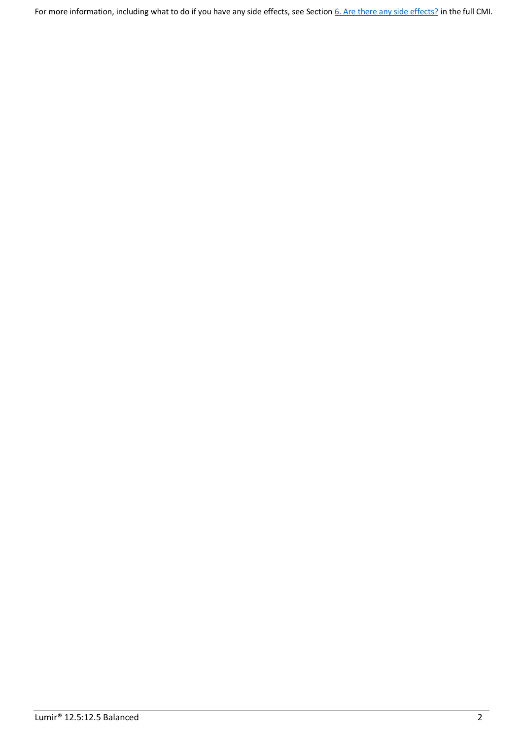For more information, including what to do if you have any side effects, see Section [6. Are there any side effects?](#) in the full CMI.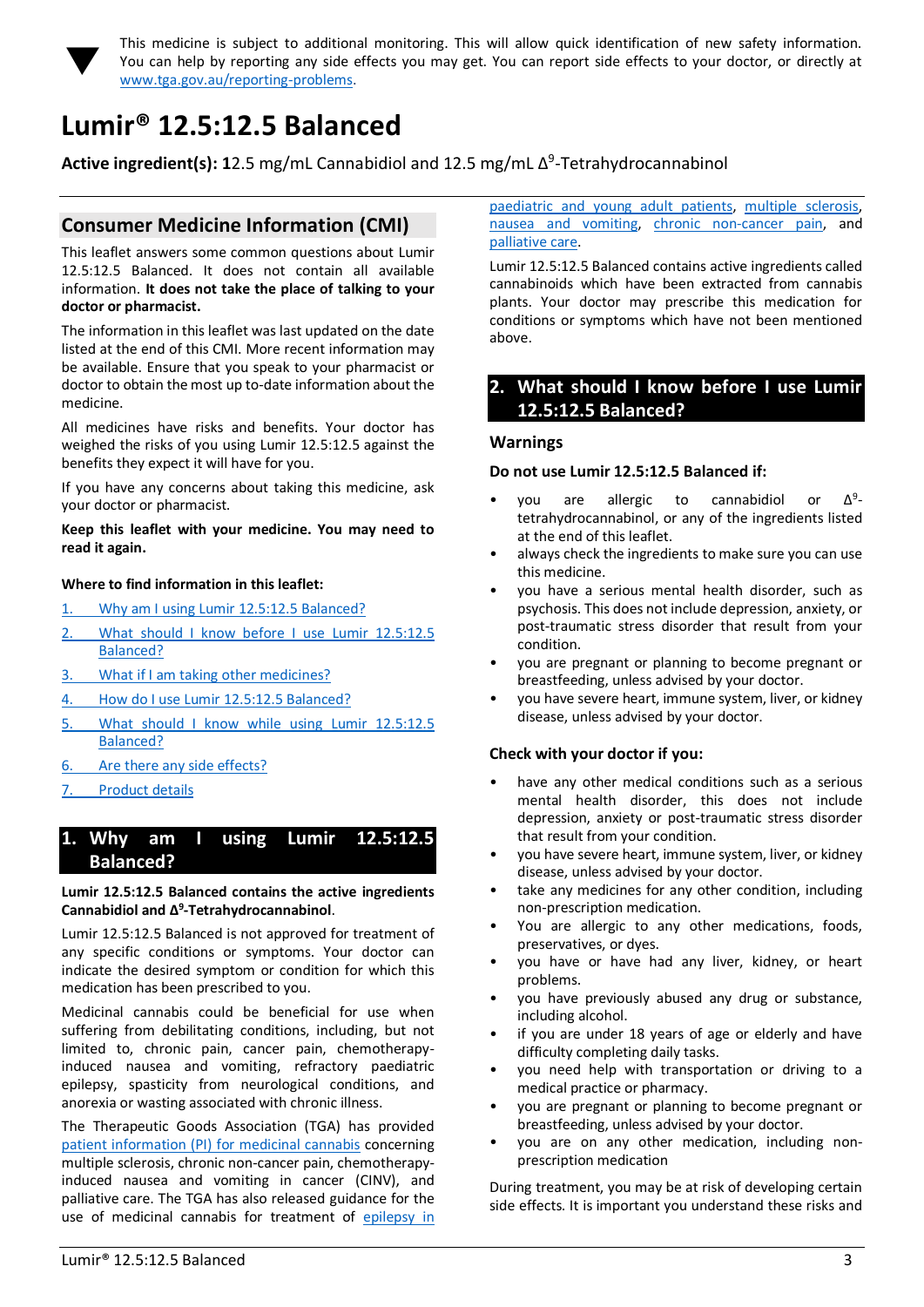This medicine is subject to additional monitoring. This will allow quick identification of new safety information. You can help by reporting any side effects you may get. You can report side effects to your doctor, or directly at www.tga.gov.au/reporting-problems.

# Lumir® 12.5:12.5 Balanced

**Active ingredient(s):** 12.5 mg/mL Cannabidiol and 12.5 mg/mL $\Delta^9$-Tetrahydrocannabinol

## Consumer Medicine Information (CMI)

This leaflet answers some common questions about Lumir 12.5:12.5 Balanced. It does not contain all available information. **It does not take the place of talking to your doctor or pharmacist.**

The information in this leaflet was last updated on the date listed at the end of this CMI. More recent information may be available. Ensure that you speak to your pharmacist or doctor to obtain the most up to-date information about the medicine.

All medicines have risks and benefits. Your doctor has weighed the risks of you using Lumir 12.5:12.5 against the benefits they expect it will have for you.

If you have any concerns about taking this medicine, ask your doctor or pharmacist.

**Keep this leaflet with your medicine. You may need to read it again.**

### Where to find information in this leaflet:

1. Why am I using Lumir 12.5:12.5 Balanced?
2. What should I know before I use Lumir 12.5:12.5 Balanced?
3. What if I am taking other medicines?
4. How do I use Lumir 12.5:12.5 Balanced?
5. What should I know while using Lumir 12.5:12.5 Balanced?
6. Are there any side effects?
7. Product details

## 1. Why am I using Lumir 12.5:12.5 Balanced?

**Lumir 12.5:12.5 Balanced contains the active ingredients Cannabidiol and $\Delta^9$-Tetrahydrocannabinol**.

Lumir 12.5:12.5 Balanced is not approved for treatment of any specific conditions or symptoms. Your doctor can indicate the desired symptom or condition for which this medication has been prescribed to you.

Medicinal cannabis could be beneficial for use when suffering from debilitating conditions, including, but not limited to, chronic pain, cancer pain, chemotherapy-induced nausea and vomiting, refractory paediatric epilepsy, spasticity from neurological conditions, and anorexia or wasting associated with chronic illness.

The Therapeutic Goods Association (TGA) has provided patient information (PI) for medicinal cannabis concerning multiple sclerosis, chronic non-cancer pain, chemotherapy-induced nausea and vomiting in cancer (CINV), and palliative care. The TGA has also released guidance for the use of medicinal cannabis for treatment of epilepsy in paediatric and young adult patients, multiple sclerosis, nausea and vomiting, chronic non-cancer pain, and palliative care.

Lumir 12.5:12.5 Balanced contains active ingredients called cannabinoids which have been extracted from cannabis plants. Your doctor may prescribe this medication for conditions or symptoms which have not been mentioned above.

## 2. What should I know before I use Lumir 12.5:12.5 Balanced?

### Warnings

**Do not use Lumir 12.5:12.5 Balanced if:**

- you are allergic to cannabidiol or $\Delta^9$-tetrahydrocannabinol, or any of the ingredients listed at the end of this leaflet.
- always check the ingredients to make sure you can use this medicine.
- you have a serious mental health disorder, such as psychosis. This does not include depression, anxiety, or post-traumatic stress disorder that result from your condition.
- you are pregnant or planning to become pregnant or breastfeeding, unless advised by your doctor.
- you have severe heart, immune system, liver, or kidney disease, unless advised by your doctor.

**Check with your doctor if you:**

- have any other medical conditions such as a serious mental health disorder, this does not include depression, anxiety or post-traumatic stress disorder that result from your condition.
- you have severe heart, immune system, liver, or kidney disease, unless advised by your doctor.
- take any medicines for any other condition, including non-prescription medication.
- You are allergic to any other medications, foods, preservatives, or dyes.
- you have or have had any liver, kidney, or heart problems.
- you have previously abused any drug or substance, including alcohol.
- if you are under 18 years of age or elderly and have difficulty completing daily tasks.
- you need help with transportation or driving to a medical practice or pharmacy.
- you are pregnant or planning to become pregnant or breastfeeding, unless advised by your doctor.
- you are on any other medication, including non-prescription medication

During treatment, you may be at risk of developing certain side effects. It is important you understand these risks and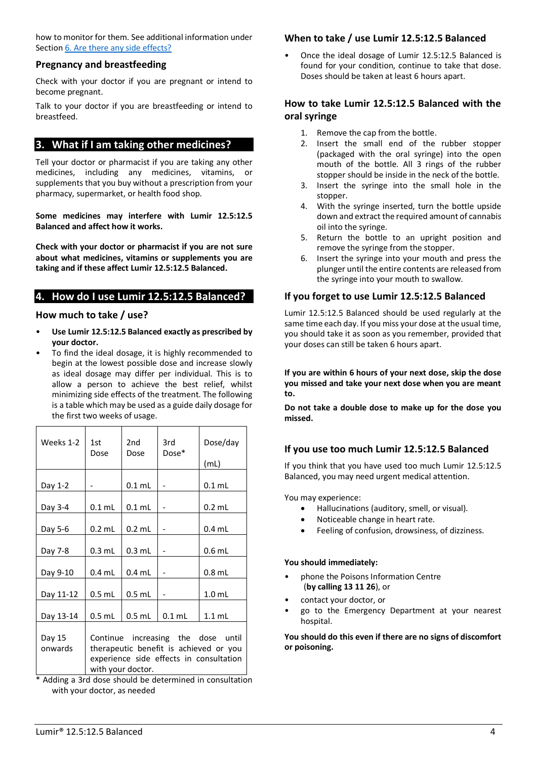how to monitor for them. See additional information under Section [6. Are there any side effects?](#)

### Pregnancy and breastfeeding

Check with your doctor if you are pregnant or intend to become pregnant.

Talk to your doctor if you are breastfeeding or intend to breastfeed.

## 3. What if I am taking other medicines?

Tell your doctor or pharmacist if you are taking any other medicines, including any medicines, vitamins, or supplements that you buy without a prescription from your pharmacy, supermarket, or health food shop.

**Some medicines may interfere with Lumir 12.5:12.5 Balanced and affect how it works.**

**Check with your doctor or pharmacist if you are not sure about what medicines, vitamins or supplements you are taking and if these affect Lumir 12.5:12.5 Balanced.**

## 4. How do I use Lumir 12.5:12.5 Balanced?

### How much to take / use?

- **Use Lumir 12.5:12.5 Balanced exactly as prescribed by your doctor.**
- To find the ideal dosage, it is highly recommended to begin at the lowest possible dose and increase slowly as ideal dosage may differ per individual. This is to allow a person to achieve the best relief, whilst minimizing side effects of the treatment. The following is a table which may be used as a guide daily dosage for the first two weeks of usage.

| Weeks 1-2 | 1st Dose | 2nd Dose | 3rd Dose* | Dose/day (mL) |
|---|---|---|---|---|
| Day 1-2 | - | 0.1 mL | - | 0.1 mL |
| Day 3-4 | 0.1 mL | 0.1 mL | - | 0.2 mL |
| Day 5-6 | 0.2 mL | 0.2 mL | - | 0.4 mL |
| Day 7-8 | 0.3 mL | 0.3 mL | - | 0.6 mL |
| Day 9-10 | 0.4 mL | 0.4 mL | - | 0.8 mL |
| Day 11-12 | 0.5 mL | 0.5 mL | - | 1.0 mL |
| Day 13-14 | 0.5 mL | 0.5 mL | 0.1 mL | 1.1 mL |
| Day 15 onwards | Continue increasing the dose until therapeutic benefit is achieved or you experience side effects in consultation with your doctor. | | | |

\* Adding a 3rd dose should be determined in consultation with your doctor, as needed

### When to take / use Lumir 12.5:12.5 Balanced

- Once the ideal dosage of Lumir 12.5:12.5 Balanced is found for your condition, continue to take that dose. Doses should be taken at least 6 hours apart.

### How to take Lumir 12.5:12.5 Balanced with the oral syringe

1. Remove the cap from the bottle.
2. Insert the small end of the rubber stopper (packaged with the oral syringe) into the open mouth of the bottle. All 3 rings of the rubber stopper should be inside in the neck of the bottle.
3. Insert the syringe into the small hole in the stopper.
4. With the syringe inserted, turn the bottle upside down and extract the required amount of cannabis oil into the syringe.
5. Return the bottle to an upright position and remove the syringe from the stopper.
6. Insert the syringe into your mouth and press the plunger until the entire contents are released from the syringe into your mouth to swallow.

### If you forget to use Lumir 12.5:12.5 Balanced

Lumir 12.5:12.5 Balanced should be used regularly at the same time each day. If you miss your dose at the usual time, you should take it as soon as you remember, provided that your doses can still be taken 6 hours apart.

**If you are within 6 hours of your next dose, skip the dose you missed and take your next dose when you are meant to.**

**Do not take a double dose to make up for the dose you missed.**

### If you use too much Lumir 12.5:12.5 Balanced

If you think that you have used too much Lumir 12.5:12.5 Balanced, you may need urgent medical attention.

You may experience:

- Hallucinations (auditory, smell, or visual).
- Noticeable change in heart rate.
- Feeling of confusion, drowsiness, of dizziness.

**You should immediately:**

- phone the Poisons Information Centre (**by calling 13 11 26**), or
- contact your doctor, or
- go to the Emergency Department at your nearest hospital.

**You should do this even if there are no signs of discomfort or poisoning.**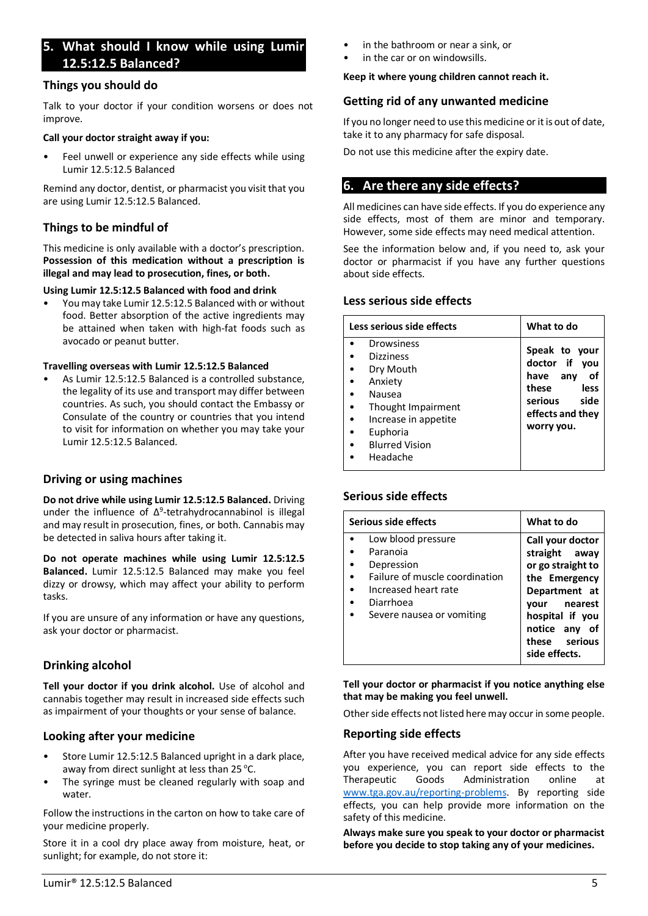## 5. What should I know while using Lumir 12.5:12.5 Balanced?

### Things you should do

Talk to your doctor if your condition worsens or does not improve.

**Call your doctor straight away if you:**

- Feel unwell or experience any side effects while using Lumir 12.5:12.5 Balanced

Remind any doctor, dentist, or pharmacist you visit that you are using Lumir 12.5:12.5 Balanced.

### Things to be mindful of

This medicine is only available with a doctor's prescription. **Possession of this medication without a prescription is illegal and may lead to prosecution, fines, or both.**

**Using Lumir 12.5:12.5 Balanced with food and drink**

- You may take Lumir 12.5:12.5 Balanced with or without food. Better absorption of the active ingredients may be attained when taken with high-fat foods such as avocado or peanut butter.

**Travelling overseas with Lumir 12.5:12.5 Balanced**

- As Lumir 12.5:12.5 Balanced is a controlled substance, the legality of its use and transport may differ between countries. As such, you should contact the Embassy or Consulate of the country or countries that you intend to visit for information on whether you may take your Lumir 12.5:12.5 Balanced.

### Driving or using machines

**Do not drive while using Lumir 12.5:12.5 Balanced.** Driving under the influence of $\Delta^9$-tetrahydrocannabinol is illegal and may result in prosecution, fines, or both. Cannabis may be detected in saliva hours after taking it.

**Do not operate machines while using Lumir 12.5:12.5 Balanced.** Lumir 12.5:12.5 Balanced may make you feel dizzy or drowsy, which may affect your ability to perform tasks.

If you are unsure of any information or have questions, ask your doctor or pharmacist.

### Drinking alcohol

**Tell your doctor if you drink alcohol.** Use of alcohol and cannabis together may result in increased side effects such as impairment of your thoughts or your sense of balance.

### Looking after your medicine

- Store Lumir 12.5:12.5 Balanced upright in a dark place, away from direct sunlight at less than 25 °C.
- The syringe must be cleaned regularly with soap and water.

Follow the instructions in the carton on how to take care of your medicine properly.

Store it in a cool dry place away from moisture, heat, or sunlight; for example, do not store it:

- in the bathroom or near a sink, or
- in the car or on windowsills.

**Keep it where young children cannot reach it.**

### Getting rid of any unwanted medicine

If you no longer need to use this medicine or it is out of date, take it to any pharmacy for safe disposal.

Do not use this medicine after the expiry date.

## 6. Are there any side effects?

All medicines can have side effects. If you do experience any side effects, most of them are minor and temporary. However, some side effects may need medical attention.

See the information below and, if you need to, ask your doctor or pharmacist if you have any further questions about side effects.

### Less serious side effects

| Less serious side effects | What to do |
|---|---|
| • Drowsiness<br>• Dizziness<br>• Dry Mouth<br>• Anxiety<br>• Nausea<br>• Thought Impairment<br>• Increase in appetite<br>• Euphoria<br>• Blurred Vision<br>• Headache | **Speak to your doctor if you have any of these less serious side effects and they worry you.** |

### Serious side effects

| Serious side effects | What to do |
|---|---|
| • Low blood pressure<br>• Paranoia<br>• Depression<br>• Failure of muscle coordination<br>• Increased heart rate<br>• Diarrhoea<br>• Severe nausea or vomiting | **Call your doctor straight away or go straight to the Emergency Department at your nearest hospital if you notice any of these serious side effects.** |

**Tell your doctor or pharmacist if you notice anything else that may be making you feel unwell.**

Other side effects not listed here may occur in some people.

### Reporting side effects

After you have received medical advice for any side effects you experience, you can report side effects to the Therapeutic Goods Administration online at www.tga.gov.au/reporting-problems. By reporting side effects, you can help provide more information on the safety of this medicine.

**Always make sure you speak to your doctor or pharmacist before you decide to stop taking any of your medicines.**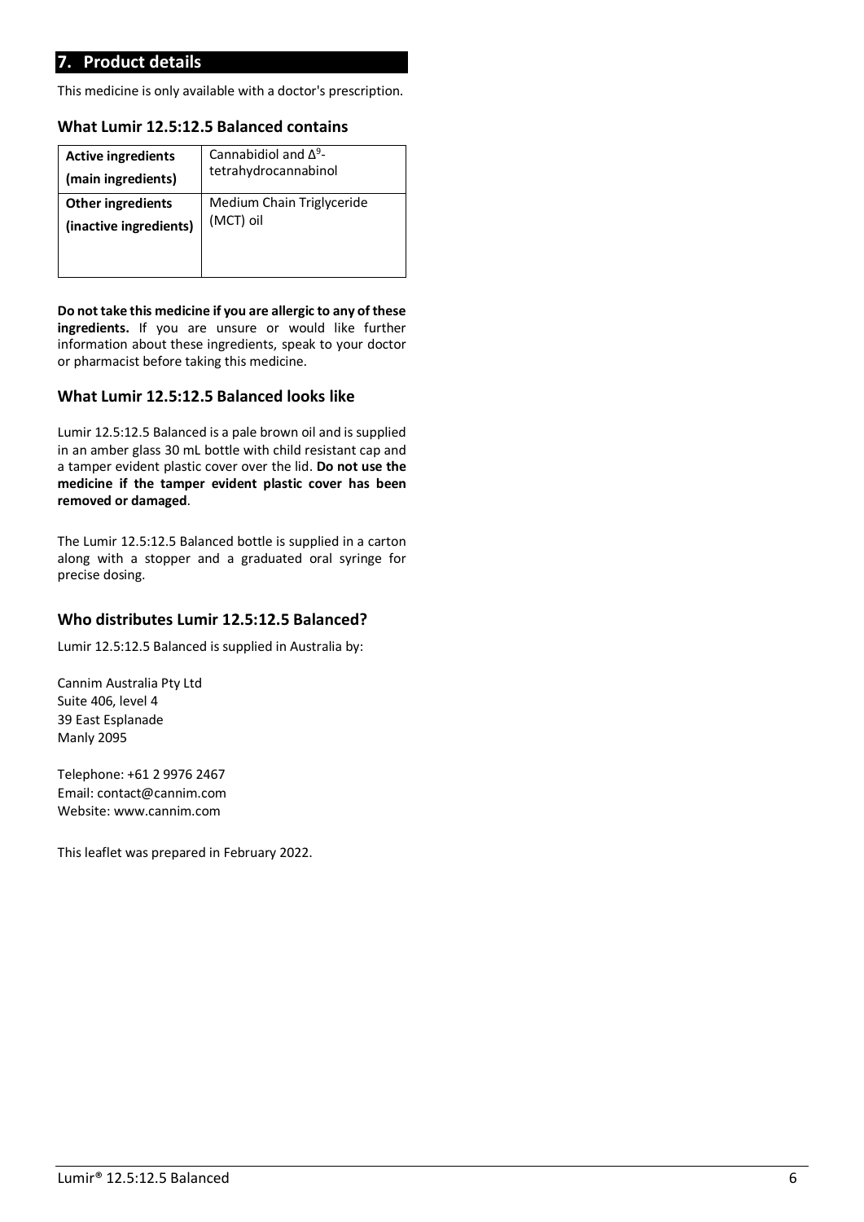## 7. Product details

This medicine is only available with a doctor's prescription.

### What Lumir 12.5:12.5 Balanced contains

| | |
|---|---|
| **Active ingredients (main ingredients)** | Cannabidiol and $\Delta^9$-tetrahydrocannabinol |
| **Other ingredients (inactive ingredients)** | Medium Chain Triglyceride (MCT) oil |

**Do not take this medicine if you are allergic to any of these ingredients.** If you are unsure or would like further information about these ingredients, speak to your doctor or pharmacist before taking this medicine.

### What Lumir 12.5:12.5 Balanced looks like

Lumir 12.5:12.5 Balanced is a pale brown oil and is supplied in an amber glass 30 mL bottle with child resistant cap and a tamper evident plastic cover over the lid. **Do not use the medicine if the tamper evident plastic cover has been removed or damaged**.

The Lumir 12.5:12.5 Balanced bottle is supplied in a carton along with a stopper and a graduated oral syringe for precise dosing.

### Who distributes Lumir 12.5:12.5 Balanced?

Lumir 12.5:12.5 Balanced is supplied in Australia by:

Cannim Australia Pty Ltd
Suite 406, level 4
39 East Esplanade
Manly 2095

Telephone: +61 2 9976 2467
Email: contact@cannim.com
Website: www.cannim.com

This leaflet was prepared in February 2022.